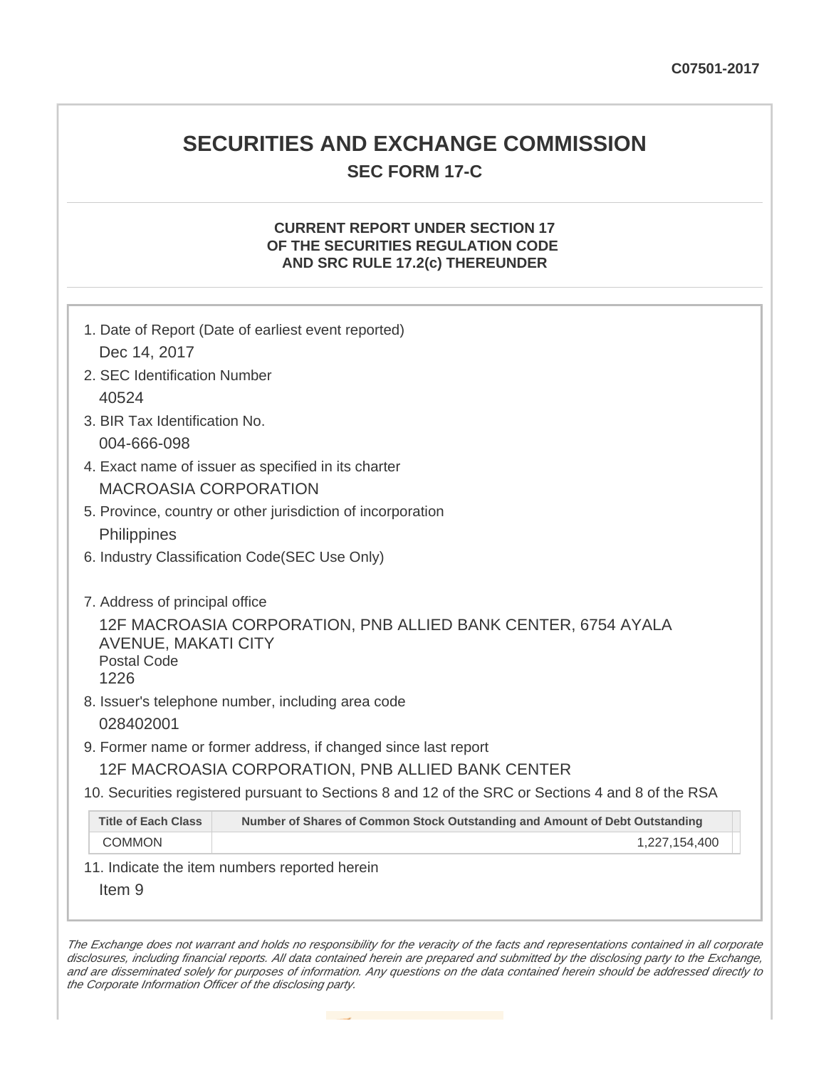C07501-2017

# SECURITIES AND EXCHANGE COMMISSION

## SEC FORM 17-C

### CURRENT REPORT UNDER SECTION 17 OF THE SECURITIES REGULATION CODE AND SRC RULE 17.2(c) THEREUNDER

1. Date of Report (Date of earliest event reported)
   Dec 14, 2017
2. SEC Identification Number
   40524
3. BIR Tax Identification No.
   004-666-098
4. Exact name of issuer as specified in its charter
   MACROASIA CORPORATION
5. Province, country or other jurisdiction of incorporation
   Philippines
6. Industry Classification Code(SEC Use Only)
7. Address of principal office
   12F MACROASIA CORPORATION, PNB ALLIED BANK CENTER, 6754 AYALA AVENUE, MAKATI CITY
   Postal Code
   1226
8. Issuer's telephone number, including area code
   028402001
9. Former name or former address, if changed since last report
   12F MACROASIA CORPORATION, PNB ALLIED BANK CENTER
10. Securities registered pursuant to Sections 8 and 12 of the SRC or Sections 4 and 8 of the RSA

| Title of Each Class | Number of Shares of Common Stock Outstanding and Amount of Debt Outstanding |
|---|---|
| COMMON | 1,227,154,400 |

11. Indicate the item numbers reported herein
    Item 9

*The Exchange does not warrant and holds no responsibility for the veracity of the facts and representations contained in all corporate disclosures, including financial reports. All data contained herein are prepared and submitted by the disclosing party to the Exchange, and are disseminated solely for purposes of information. Any questions on the data contained herein should be addressed directly to the Corporate Information Officer of the disclosing party.*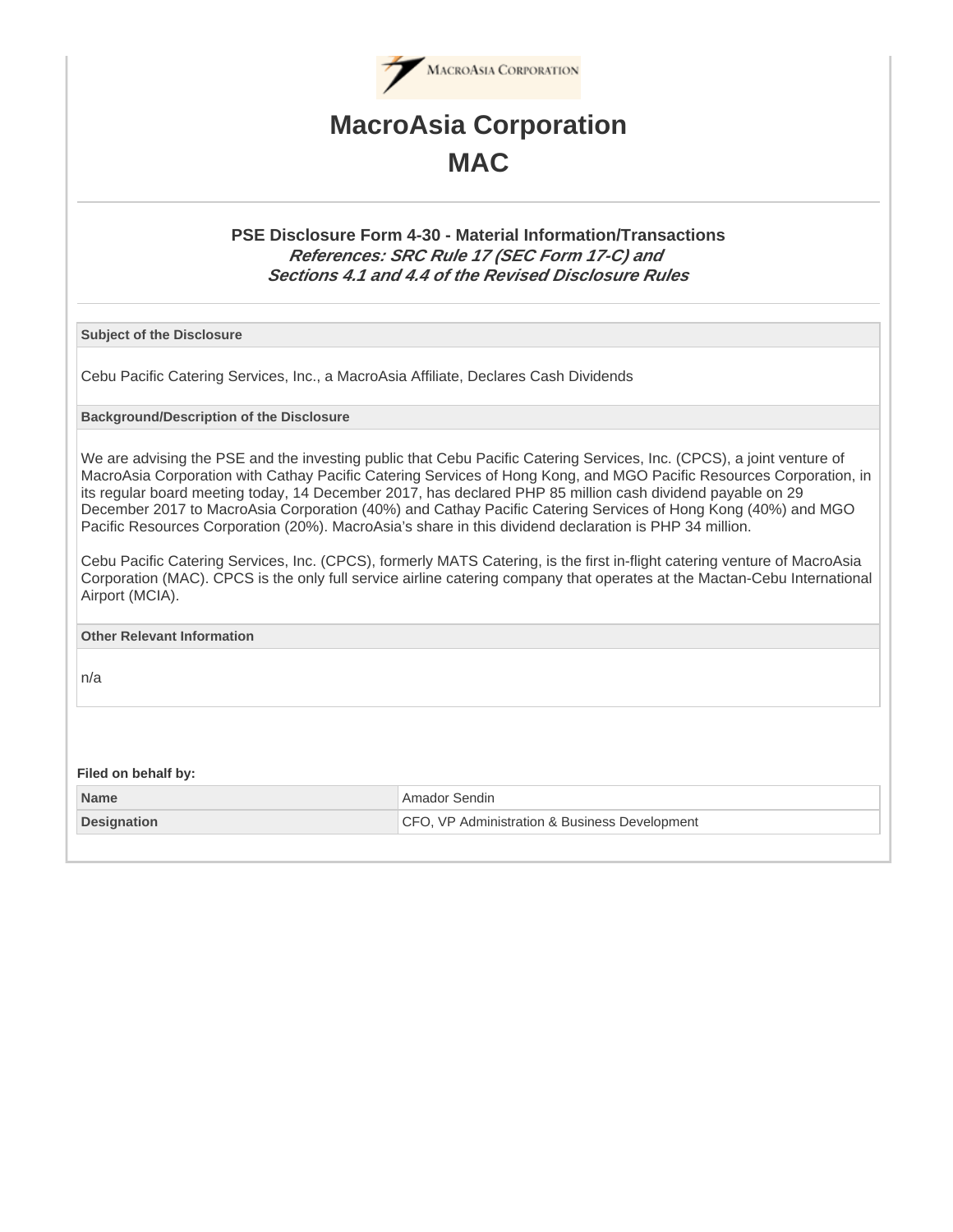# MacroAsia Corporation

# MAC

### PSE Disclosure Form 4-30 - Material Information/Transactions

***References: SRC Rule 17 (SEC Form 17-C) and***
***Sections 4.1 and 4.4 of the Revised Disclosure Rules***

**Subject of the Disclosure**

Cebu Pacific Catering Services, Inc., a MacroAsia Affiliate, Declares Cash Dividends

**Background/Description of the Disclosure**

We are advising the PSE and the investing public that Cebu Pacific Catering Services, Inc. (CPCS), a joint venture of MacroAsia Corporation with Cathay Pacific Catering Services of Hong Kong, and MGO Pacific Resources Corporation, in its regular board meeting today, 14 December 2017, has declared PHP 85 million cash dividend payable on 29 December 2017 to MacroAsia Corporation (40%) and Cathay Pacific Catering Services of Hong Kong (40%) and MGO Pacific Resources Corporation (20%). MacroAsia's share in this dividend declaration is PHP 34 million.

Cebu Pacific Catering Services, Inc. (CPCS), formerly MATS Catering, is the first in-flight catering venture of MacroAsia Corporation (MAC). CPCS is the only full service airline catering company that operates at the Mactan-Cebu International Airport (MCIA).

**Other Relevant Information**

n/a

**Filed on behalf by:**

| | |
|---|---|
| **Name** | Amador Sendin |
| **Designation** | CFO, VP Administration & Business Development |